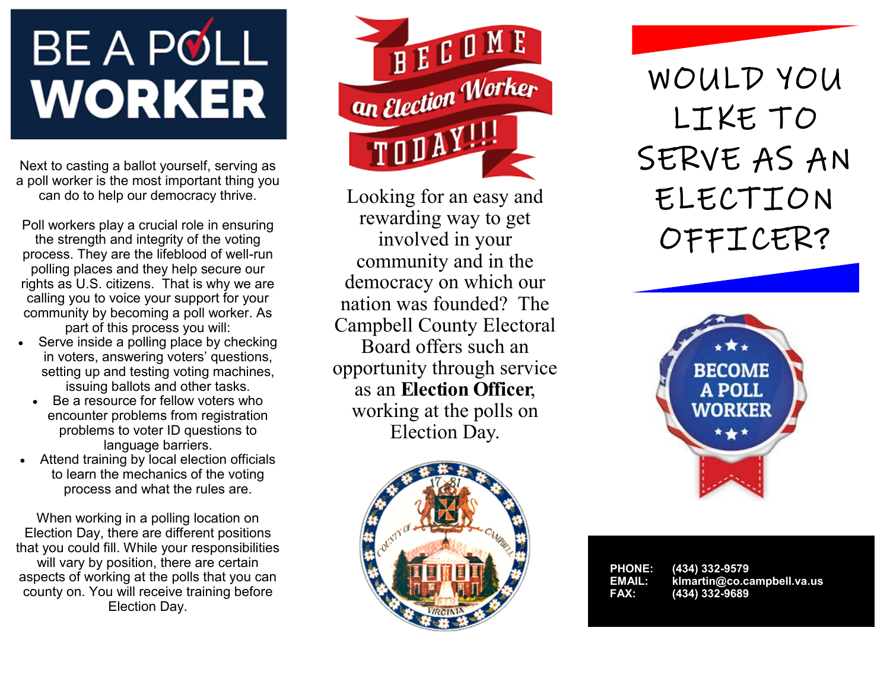# BE A POLL WORKER

Next to casting a ballot yourself, serving as a poll worker is the most important thing you can do to help our democracy thrive.

Poll workers play a crucial role in ensuring the strength and integrity of the voting process. They are the lifeblood of well-run polling places and they help secure our rights as U.S. citizens. That is why we are calling you to voice your support for your community by becoming a poll worker. As part of this process you will:

- Serve inside a polling place by checking in voters, answering voters' questions, setting up and testing voting machines, issuing ballots and other tasks.
- Be a resource for fellow voters who encounter problems from registration problems to voter ID questions to language barriers.
- Attend training by local election officials to learn the mechanics of the voting process and what the rules are.

When working in a polling location on Election Day, there are different positions that you could fill. While your responsibilities will vary by position, there are certain aspects of working at the polls that you can county on. You will receive training before Election Day.

# BECOME an Election Worker TODAY!!!

Looking for an easy and rewarding way to get involved in your community and in the democracy on which our nation was founded? The Campbell County Electoral Board offers such an opportunity through service as an **Election Officer**, working at the polls on Election Day.

# WOULD YOU LIKE TO SERVE AS AN ELECTION OFFICER?

BECOME A POLL WORKER

PHONE: (434) 332-9579
EMAIL: klmartin@co.campbell.va.us
FAX: (434) 332-9689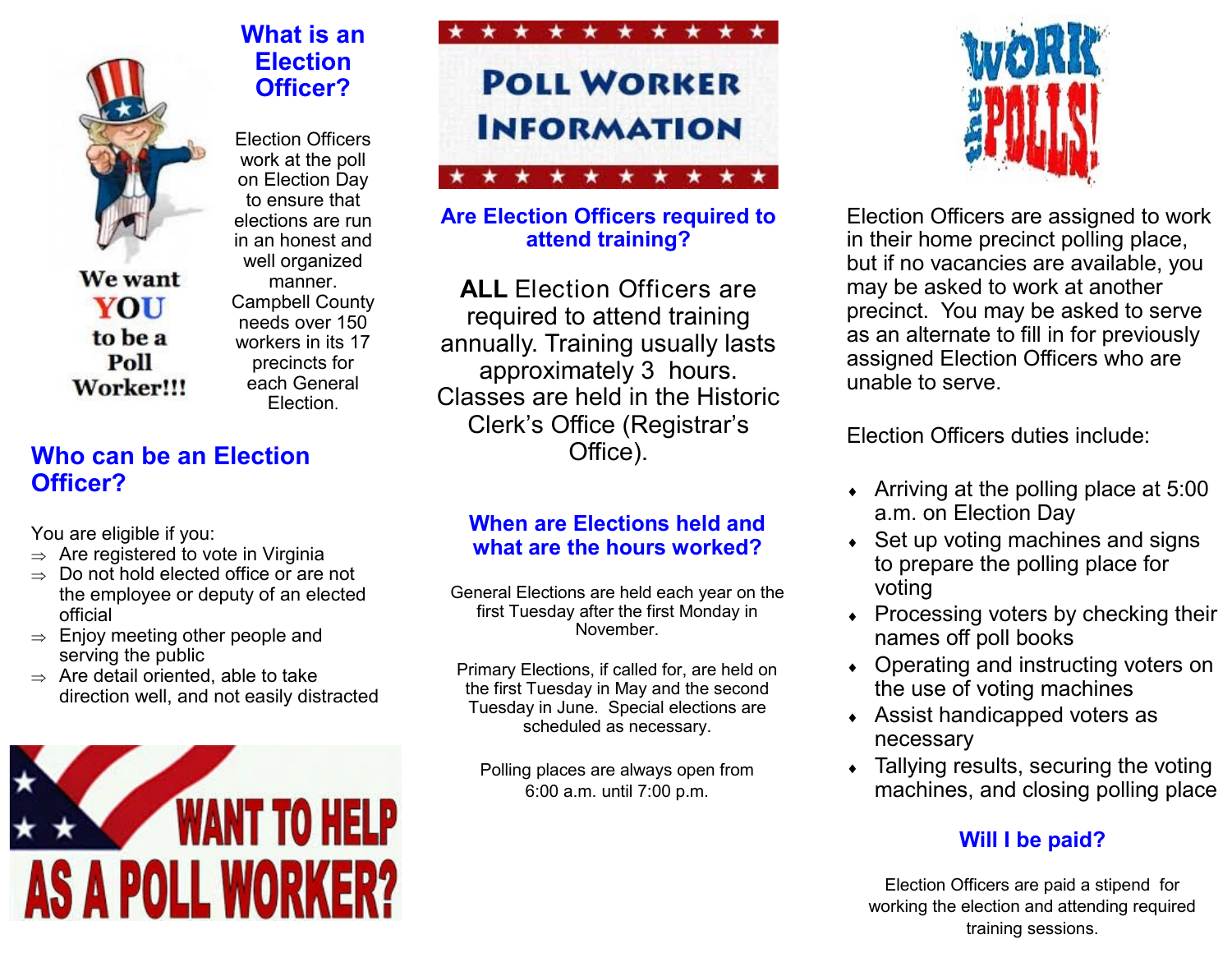We want YOU to be a Poll Worker!!!

## What is an Election Officer?

Election Officers work at the poll on Election Day to ensure that elections are run in an honest and well organized manner. Campbell County needs over 150 workers in its 17 precincts for each General Election.

## Who can be an Election Officer?

You are eligible if you:

- Are registered to vote in Virginia
- Do not hold elected office or are not the employee or deputy of an elected official
- Enjoy meeting other people and serving the public
- Are detail oriented, able to take direction well, and not easily distracted

WANT TO HELP AS A POLL WORKER?

# POLL WORKER INFORMATION

## Are Election Officers required to attend training?

**ALL** Election Officers are required to attend training annually. Training usually lasts approximately 3 hours. Classes are held in the Historic Clerk's Office (Registrar's Office).

## When are Elections held and what are the hours worked?

General Elections are held each year on the first Tuesday after the first Monday in November.

Primary Elections, if called for, are held on the first Tuesday in May and the second Tuesday in June. Special elections are scheduled as necessary.

Polling places are always open from 6:00 a.m. until 7:00 p.m.

WORK the POLLS!

Election Officers are assigned to work in their home precinct polling place, but if no vacancies are available, you may be asked to work at another precinct. You may be asked to serve as an alternate to fill in for previously assigned Election Officers who are unable to serve.

Election Officers duties include:

- Arriving at the polling place at 5:00 a.m. on Election Day
- Set up voting machines and signs to prepare the polling place for voting
- Processing voters by checking their names off poll books
- Operating and instructing voters on the use of voting machines
- Assist handicapped voters as necessary
- Tallying results, securing the voting machines, and closing polling place

## Will I be paid?

Election Officers are paid a stipend for working the election and attending required training sessions.